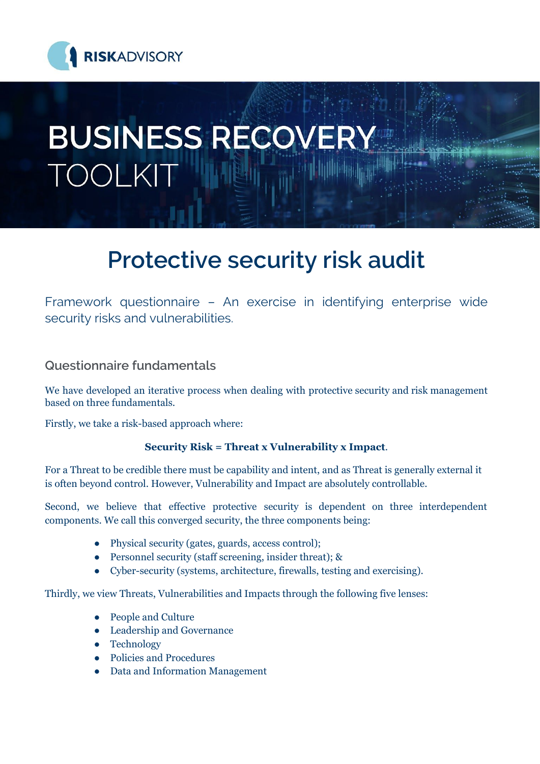RISKADVISORY

# BUSINESS RECOVERY TOOLKIT

## Protective security risk audit

Framework questionnaire – An exercise in identifying enterprise wide security risks and vulnerabilities.

### Questionnaire fundamentals

We have developed an iterative process when dealing with protective security and risk management based on three fundamentals.

Firstly, we take a risk-based approach where:

**Security Risk = Threat x Vulnerability x Impact**.

For a Threat to be credible there must be capability and intent, and as Threat is generally external it is often beyond control. However, Vulnerability and Impact are absolutely controllable.

Second, we believe that effective protective security is dependent on three interdependent components. We call this converged security, the three components being:

- Physical security (gates, guards, access control);
- Personnel security (staff screening, insider threat); &
- Cyber-security (systems, architecture, firewalls, testing and exercising).

Thirdly, we view Threats, Vulnerabilities and Impacts through the following five lenses:

- People and Culture
- Leadership and Governance
- Technology
- Policies and Procedures
- Data and Information Management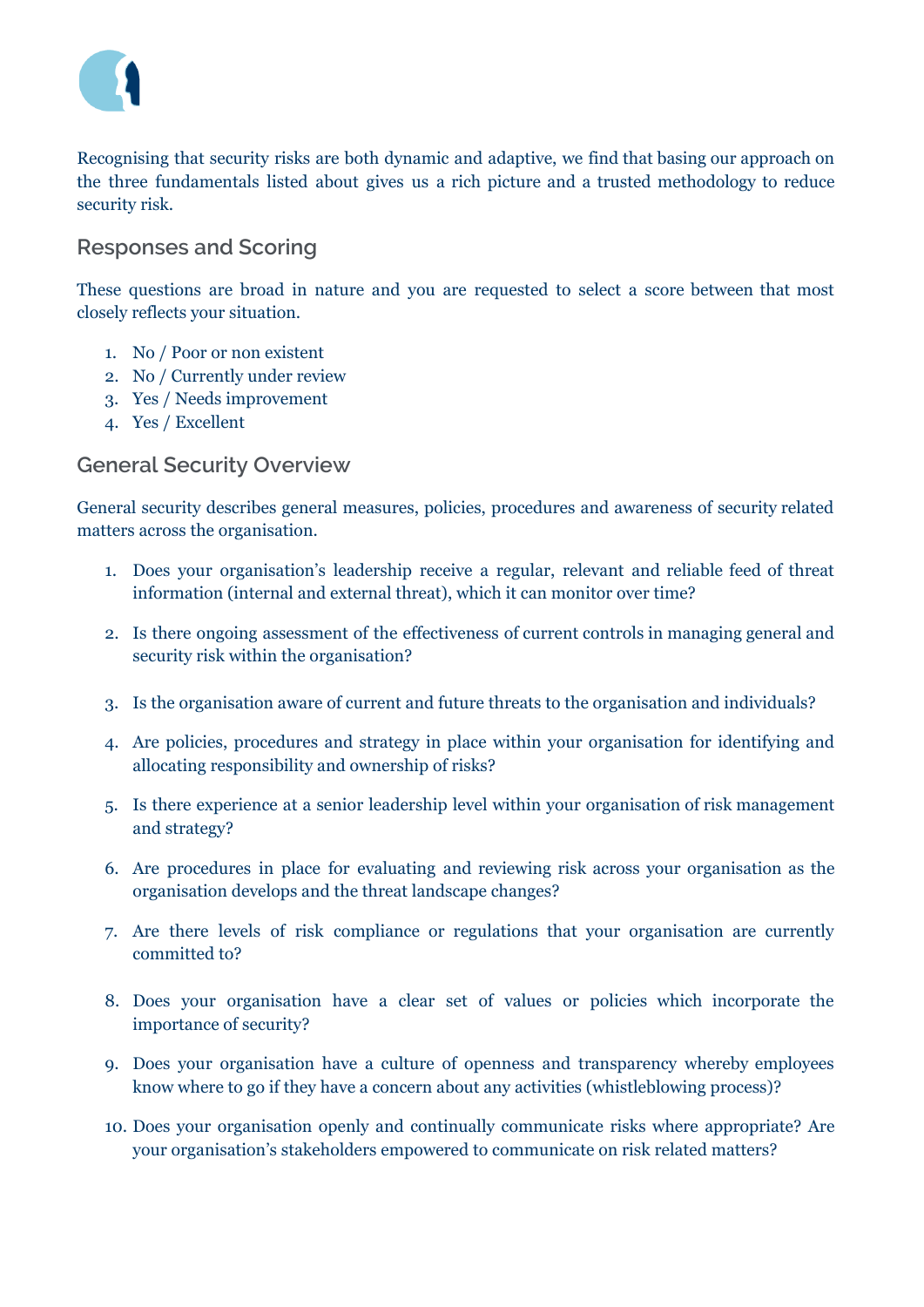Recognising that security risks are both dynamic and adaptive, we find that basing our approach on the three fundamentals listed about gives us a rich picture and a trusted methodology to reduce security risk.

## Responses and Scoring

These questions are broad in nature and you are requested to select a score between that most closely reflects your situation.

1. No / Poor or non existent
2. No / Currently under review
3. Yes / Needs improvement
4. Yes / Excellent

## General Security Overview

General security describes general measures, policies, procedures and awareness of security related matters across the organisation.

1. Does your organisation's leadership receive a regular, relevant and reliable feed of threat information (internal and external threat), which it can monitor over time?

2. Is there ongoing assessment of the effectiveness of current controls in managing general and security risk within the organisation?

3. Is the organisation aware of current and future threats to the organisation and individuals?

4. Are policies, procedures and strategy in place within your organisation for identifying and allocating responsibility and ownership of risks?

5. Is there experience at a senior leadership level within your organisation of risk management and strategy?

6. Are procedures in place for evaluating and reviewing risk across your organisation as the organisation develops and the threat landscape changes?

7. Are there levels of risk compliance or regulations that your organisation are currently committed to?

8. Does your organisation have a clear set of values or policies which incorporate the importance of security?

9. Does your organisation have a culture of openness and transparency whereby employees know where to go if they have a concern about any activities (whistleblowing process)?

10. Does your organisation openly and continually communicate risks where appropriate? Are your organisation's stakeholders empowered to communicate on risk related matters?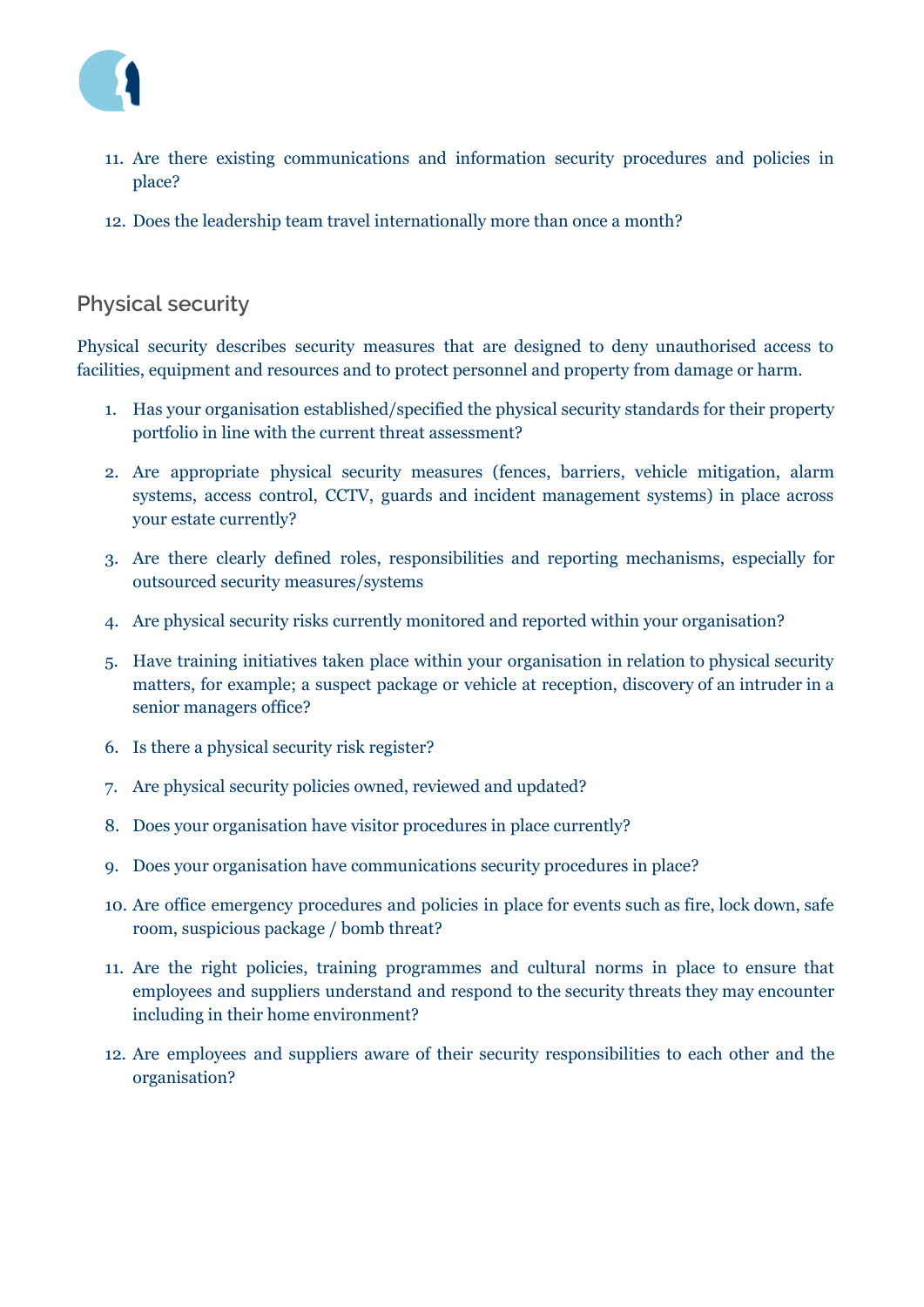11. Are there existing communications and information security procedures and policies in place?
12. Does the leadership team travel internationally more than once a month?

## Physical security

Physical security describes security measures that are designed to deny unauthorised access to facilities, equipment and resources and to protect personnel and property from damage or harm.

1. Has your organisation established/specified the physical security standards for their property portfolio in line with the current threat assessment?
2. Are appropriate physical security measures (fences, barriers, vehicle mitigation, alarm systems, access control, CCTV, guards and incident management systems) in place across your estate currently?
3. Are there clearly defined roles, responsibilities and reporting mechanisms, especially for outsourced security measures/systems
4. Are physical security risks currently monitored and reported within your organisation?
5. Have training initiatives taken place within your organisation in relation to physical security matters, for example; a suspect package or vehicle at reception, discovery of an intruder in a senior managers office?
6. Is there a physical security risk register?
7. Are physical security policies owned, reviewed and updated?
8. Does your organisation have visitor procedures in place currently?
9. Does your organisation have communications security procedures in place?
10. Are office emergency procedures and policies in place for events such as fire, lock down, safe room, suspicious package / bomb threat?
11. Are the right policies, training programmes and cultural norms in place to ensure that employees and suppliers understand and respond to the security threats they may encounter including in their home environment?
12. Are employees and suppliers aware of their security responsibilities to each other and the organisation?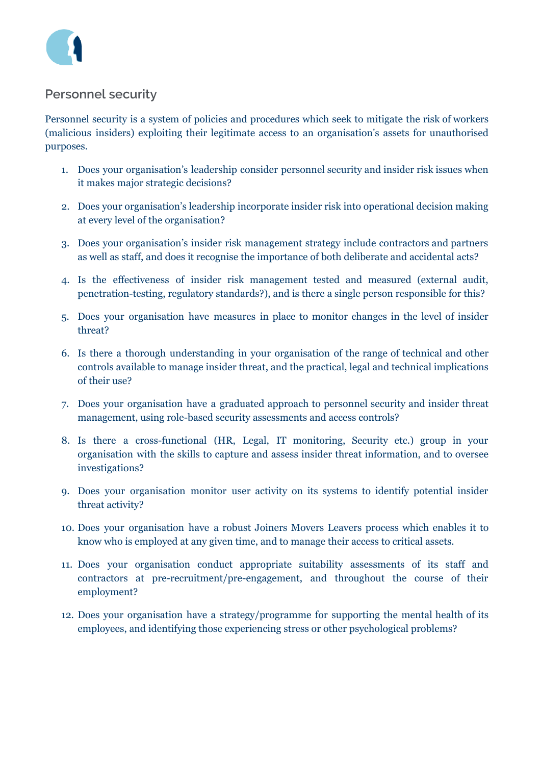## Personnel security

Personnel security is a system of policies and procedures which seek to mitigate the risk of workers (malicious insiders) exploiting their legitimate access to an organisation's assets for unauthorised purposes.

1. Does your organisation's leadership consider personnel security and insider risk issues when it makes major strategic decisions?
2. Does your organisation's leadership incorporate insider risk into operational decision making at every level of the organisation?
3. Does your organisation's insider risk management strategy include contractors and partners as well as staff, and does it recognise the importance of both deliberate and accidental acts?
4. Is the effectiveness of insider risk management tested and measured (external audit, penetration-testing, regulatory standards?), and is there a single person responsible for this?
5. Does your organisation have measures in place to monitor changes in the level of insider threat?
6. Is there a thorough understanding in your organisation of the range of technical and other controls available to manage insider threat, and the practical, legal and technical implications of their use?
7. Does your organisation have a graduated approach to personnel security and insider threat management, using role-based security assessments and access controls?
8. Is there a cross-functional (HR, Legal, IT monitoring, Security etc.) group in your organisation with the skills to capture and assess insider threat information, and to oversee investigations?
9. Does your organisation monitor user activity on its systems to identify potential insider threat activity?
10. Does your organisation have a robust Joiners Movers Leavers process which enables it to know who is employed at any given time, and to manage their access to critical assets.
11. Does your organisation conduct appropriate suitability assessments of its staff and contractors at pre-recruitment/pre-engagement, and throughout the course of their employment?
12. Does your organisation have a strategy/programme for supporting the mental health of its employees, and identifying those experiencing stress or other psychological problems?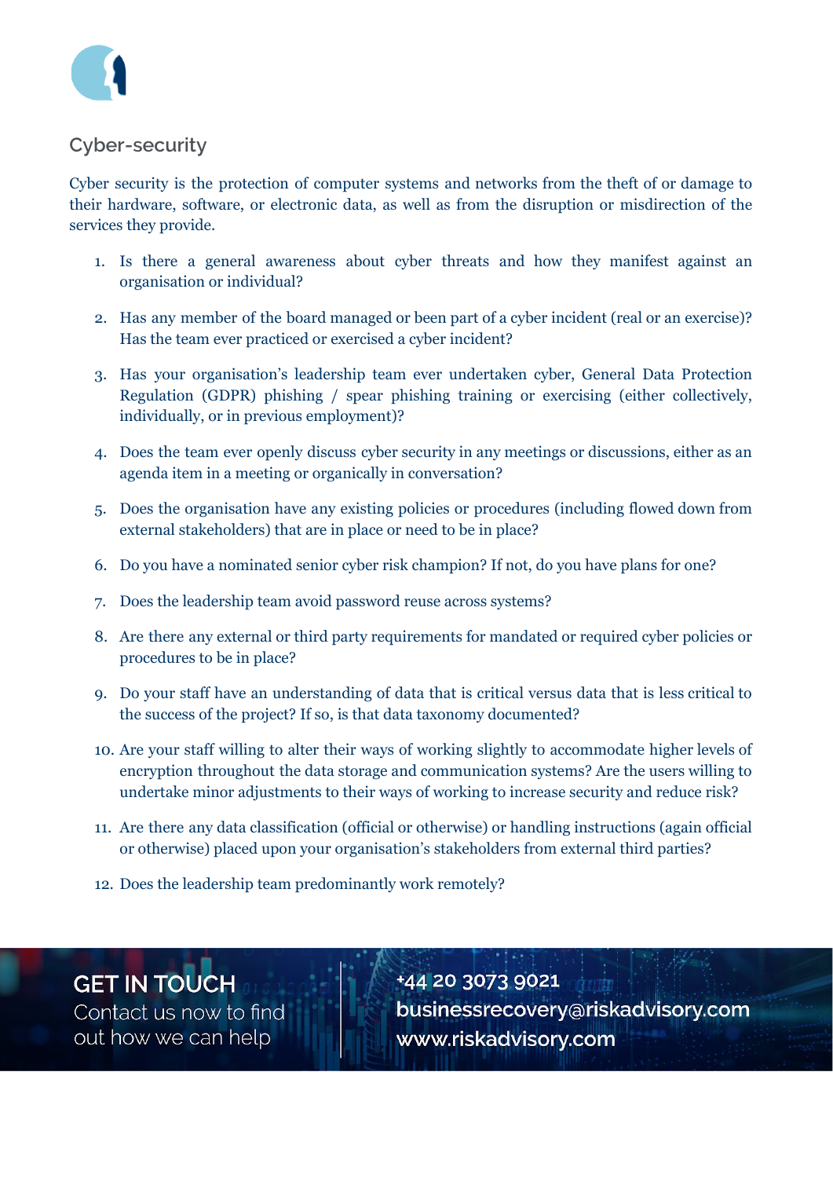## Cyber-security

Cyber security is the protection of computer systems and networks from the theft of or damage to their hardware, software, or electronic data, as well as from the disruption or misdirection of the services they provide.

1. Is there a general awareness about cyber threats and how they manifest against an organisation or individual?
2. Has any member of the board managed or been part of a cyber incident (real or an exercise)? Has the team ever practiced or exercised a cyber incident?
3. Has your organisation's leadership team ever undertaken cyber, General Data Protection Regulation (GDPR) phishing / spear phishing training or exercising (either collectively, individually, or in previous employment)?
4. Does the team ever openly discuss cyber security in any meetings or discussions, either as an agenda item in a meeting or organically in conversation?
5. Does the organisation have any existing policies or procedures (including flowed down from external stakeholders) that are in place or need to be in place?
6. Do you have a nominated senior cyber risk champion? If not, do you have plans for one?
7. Does the leadership team avoid password reuse across systems?
8. Are there any external or third party requirements for mandated or required cyber policies or procedures to be in place?
9. Do your staff have an understanding of data that is critical versus data that is less critical to the success of the project? If so, is that data taxonomy documented?
10. Are your staff willing to alter their ways of working slightly to accommodate higher levels of encryption throughout the data storage and communication systems? Are the users willing to undertake minor adjustments to their ways of working to increase security and reduce risk?
11. Are there any data classification (official or otherwise) or handling instructions (again official or otherwise) placed upon your organisation's stakeholders from external third parties?
12. Does the leadership team predominantly work remotely?

**GET IN TOUCH**

Contact us now to find out how we can help

+44 20 3073 9021

businessrecovery@riskadvisory.com

www.riskadvisory.com